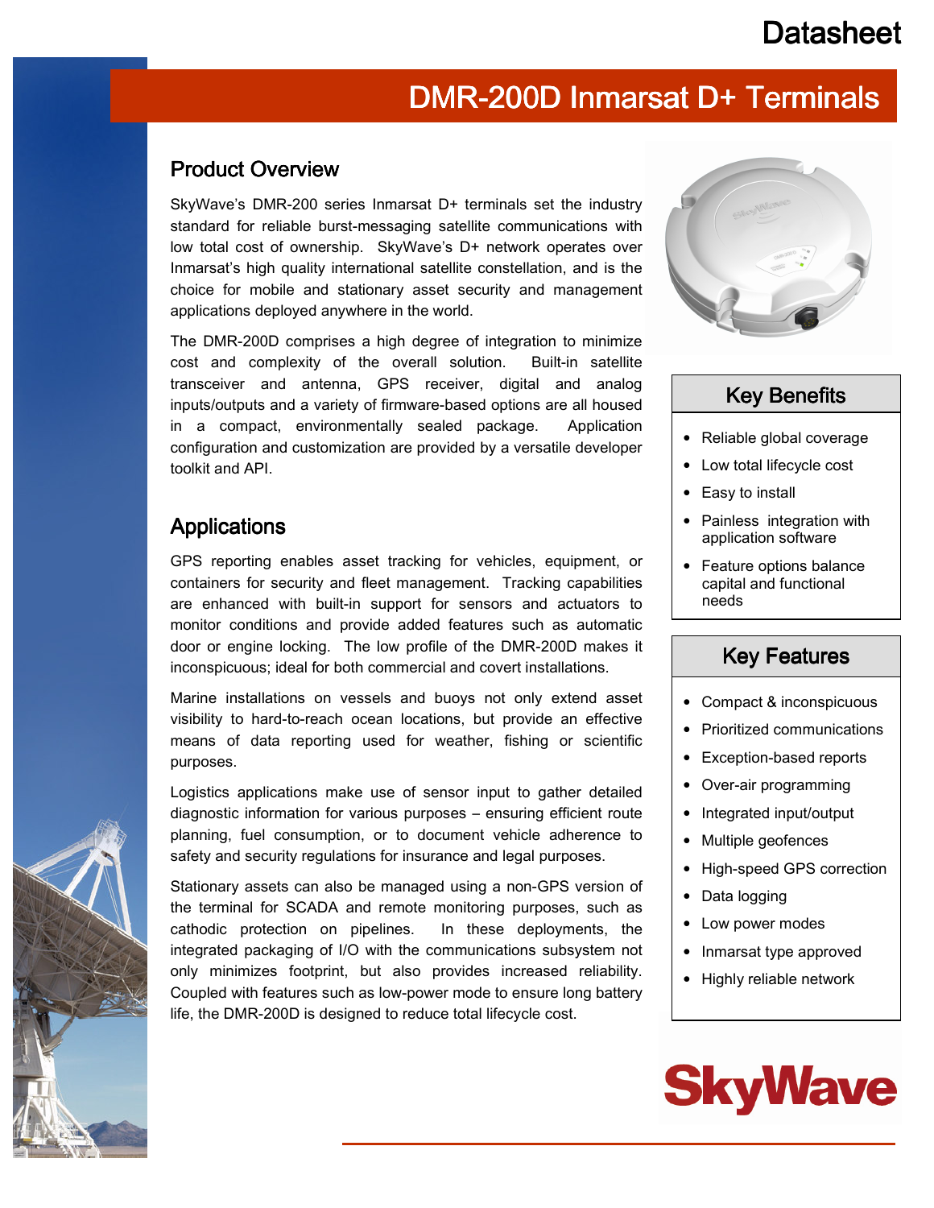# Datasheet

# DMR-200D Inmarsat D+ Terminals

## Product Overview

SkyWave's DMR-200 series Inmarsat D+ terminals set the industry standard for reliable burst-messaging satellite communications with low total cost of ownership. SkyWave's D+ network operates over Inmarsat's high quality international satellite constellation, and is the choice for mobile and stationary asset security and management applications deployed anywhere in the world.

The DMR-200D comprises a high degree of integration to minimize cost and complexity of the overall solution. Built-in satellite transceiver and antenna, GPS receiver, digital and analog inputs/outputs and a variety of firmware-based options are all housed in a compact, environmentally sealed package. Application configuration and customization are provided by a versatile developer toolkit and API.

## Applications

GPS reporting enables asset tracking for vehicles, equipment, or containers for security and fleet management. Tracking capabilities are enhanced with built-in support for sensors and actuators to monitor conditions and provide added features such as automatic door or engine locking. The low profile of the DMR-200D makes it inconspicuous; ideal for both commercial and covert installations.

Marine installations on vessels and buoys not only extend asset visibility to hard-to-reach ocean locations, but provide an effective means of data reporting used for weather, fishing or scientific purposes.

Logistics applications make use of sensor input to gather detailed diagnostic information for various purposes – ensuring efficient route planning, fuel consumption, or to document vehicle adherence to safety and security regulations for insurance and legal purposes.

Stationary assets can also be managed using a non-GPS version of the terminal for SCADA and remote monitoring purposes, such as cathodic protection on pipelines. In these deployments, the integrated packaging of I/O with the communications subsystem not only minimizes footprint, but also provides increased reliability. Coupled with features such as low-power mode to ensure long battery life, the DMR-200D is designed to reduce total lifecycle cost.

## Key Benefits

- Reliable global coverage
- Low total lifecycle cost
- Easy to install
- Painless integration with application software
- Feature options balance capital and functional needs

## Key Features

- Compact & inconspicuous
- Prioritized communications
- Exception-based reports
- Over-air programming
- Integrated input/output
- Multiple geofences
- High-speed GPS correction
- Data logging
- Low power modes
- Inmarsat type approved
- Highly reliable network

SkyWave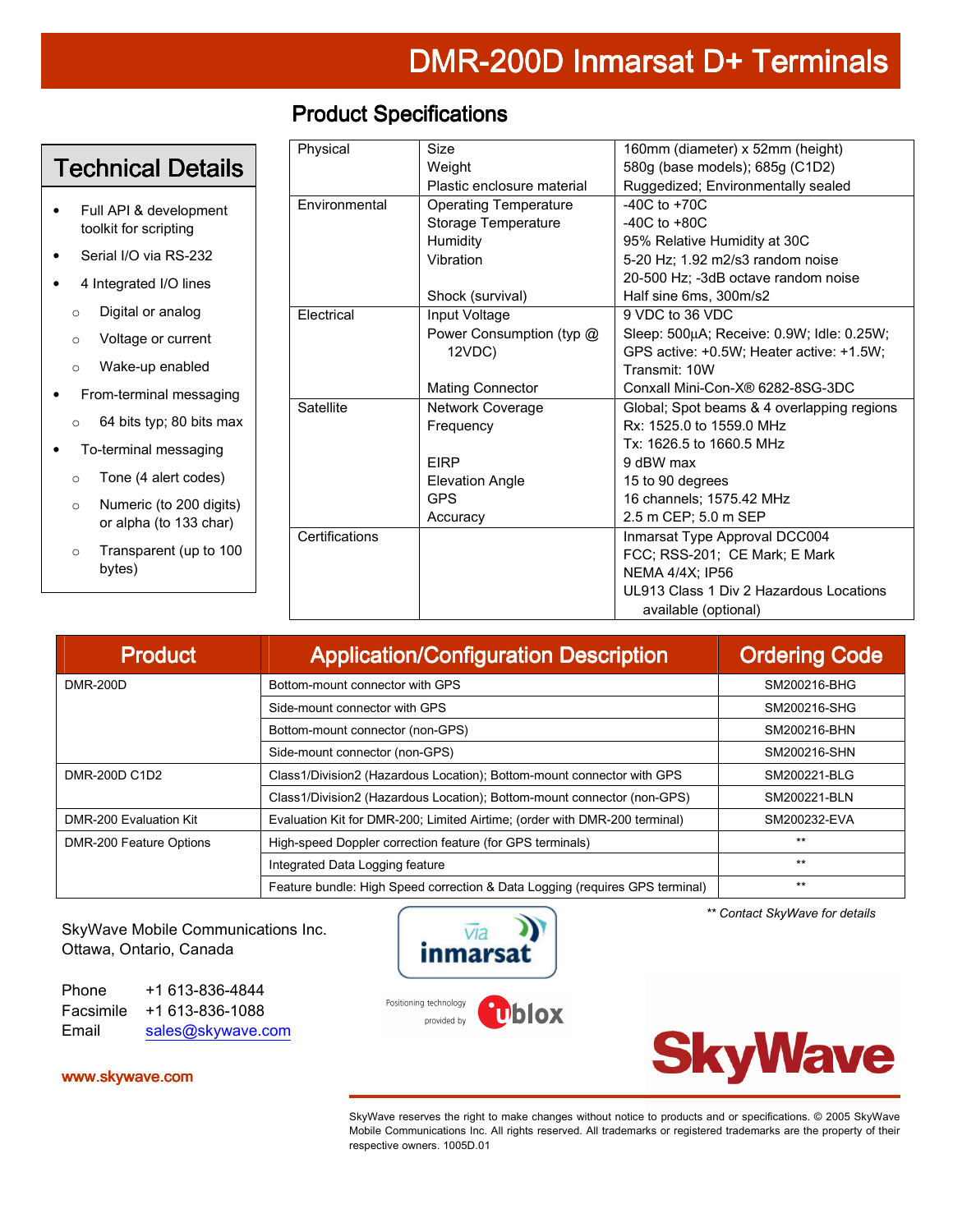# DMR-200D Inmarsat D+ Terminals

## Technical Details

- Full API & development toolkit for scripting
- Serial I/O via RS-232
- 4 Integrated I/O lines
  - Digital or analog
  - Voltage or current
  - Wake-up enabled
- From-terminal messaging
  - 64 bits typ; 80 bits max
- To-terminal messaging
  - Tone (4 alert codes)
  - Numeric (to 200 digits) or alpha (to 133 char)
  - Transparent (up to 100 bytes)

## Product Specifications

| | | |
|---|---|---|
| Physical | Size<br>Weight<br>Plastic enclosure material | 160mm (diameter) x 52mm (height)<br>580g (base models); 685g (C1D2)<br>Ruggedized; Environmentally sealed |
| Environmental | Operating Temperature<br>Storage Temperature<br>Humidity<br>Vibration<br><br>Shock (survival) | -40C to +70C<br>-40C to +80C<br>95% Relative Humidity at 30C<br>5-20 Hz; 1.92 m2/s3 random noise<br>20-500 Hz; -3dB octave random noise<br>Half sine 6ms, 300m/s2 |
| Electrical | Input Voltage<br>Power Consumption (typ @ 12VDC)<br><br>Mating Connector | 9 VDC to 36 VDC<br>Sleep: 500µA; Receive: 0.9W; Idle: 0.25W; GPS active: +0.5W; Heater active: +1.5W; Transmit: 10W<br>Conxall Mini-Con-X® 6282-8SG-3DC |
| Satellite | Network Coverage<br>Frequency<br><br>EIRP<br>Elevation Angle<br>GPS<br>Accuracy | Global; Spot beams & 4 overlapping regions<br>Rx: 1525.0 to 1559.0 MHz<br>Tx: 1626.5 to 1660.5 MHz<br>9 dBW max<br>15 to 90 degrees<br>16 channels; 1575.42 MHz<br>2.5 m CEP; 5.0 m SEP |
| Certifications | | Inmarsat Type Approval DCC004<br>FCC; RSS-201; CE Mark; E Mark<br>NEMA 4/4X; IP56<br>UL913 Class 1 Div 2 Hazardous Locations available (optional) |

| Product | Application/Configuration Description | Ordering Code |
|---|---|---|
| DMR-200D | Bottom-mount connector with GPS | SM200216-BHG |
| | Side-mount connector with GPS | SM200216-SHG |
| | Bottom-mount connector (non-GPS) | SM200216-BHN |
| | Side-mount connector (non-GPS) | SM200216-SHN |
| DMR-200D C1D2 | Class1/Division2 (Hazardous Location); Bottom-mount connector with GPS | SM200221-BLG |
| | Class1/Division2 (Hazardous Location); Bottom-mount connector (non-GPS) | SM200221-BLN |
| DMR-200 Evaluation Kit | Evaluation Kit for DMR-200; Limited Airtime; (order with DMR-200 terminal) | SM200232-EVA |
| DMR-200 Feature Options | High-speed Doppler correction feature (for GPS terminals) | ** |
| | Integrated Data Logging feature | ** |
| | Feature bundle: High Speed correction & Data Logging (requires GPS terminal) | ** |

*** Contact SkyWave for details*

SkyWave Mobile Communications Inc.
Ottawa, Ontario, Canada

Phone +1 613-836-4844
Facsimile +1 613-836-1088
Email sales@skywave.com

**www.skywave.com**

via inmarsat

Positioning technology provided by ublox

SkyWave

SkyWave reserves the right to make changes without notice to products and or specifications. © 2005 SkyWave Mobile Communications Inc. All rights reserved. All trademarks or registered trademarks are the property of their respective owners. 1005D.01